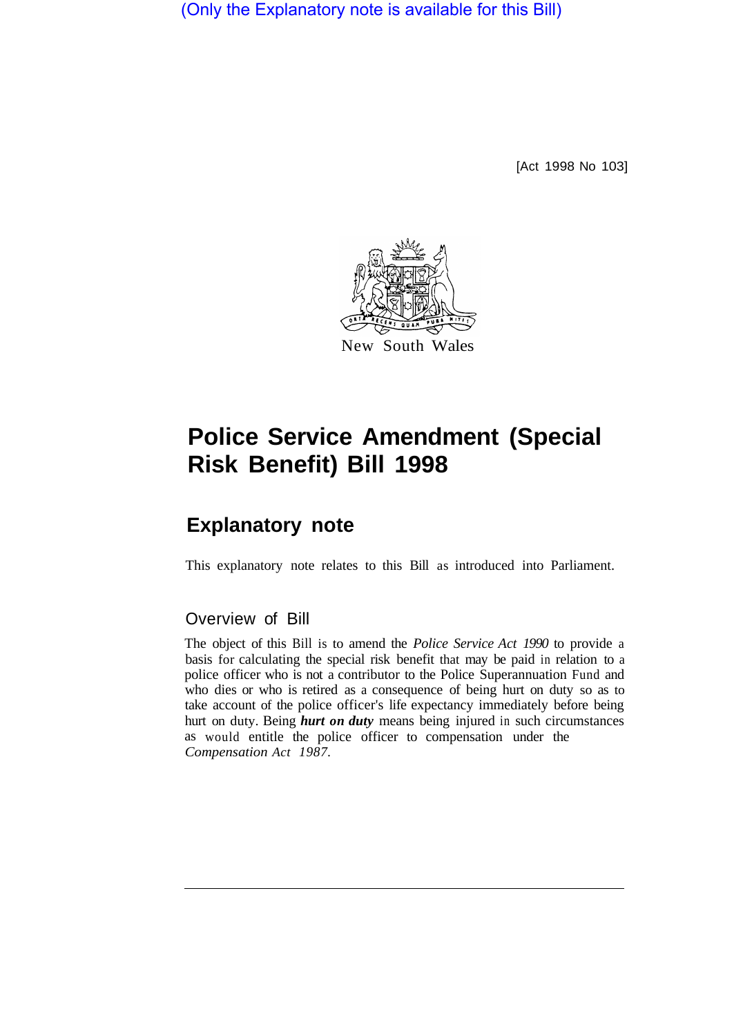(Only the Explanatory note is available for this Bill)

[Act 1998 No 103]

New South Wales

# Police Service Amendment (Special Risk Benefit) Bill 1998

## Explanatory note

This explanatory note relates to this Bill as introduced into Parliament.

### Overview of Bill

The object of this Bill is to amend the *Police Service Act 1990* to provide a basis for calculating the special risk benefit that may be paid in relation to a police officer who is not a contributor to the Police Superannuation Fund and who dies or who is retired as a consequence of being hurt on duty so as to take account of the police officer's life expectancy immediately before being hurt on duty. Being ***hurt on duty*** means being injured in such circumstances as would entitle the police officer to compensation under the *Compensation Act 1987*.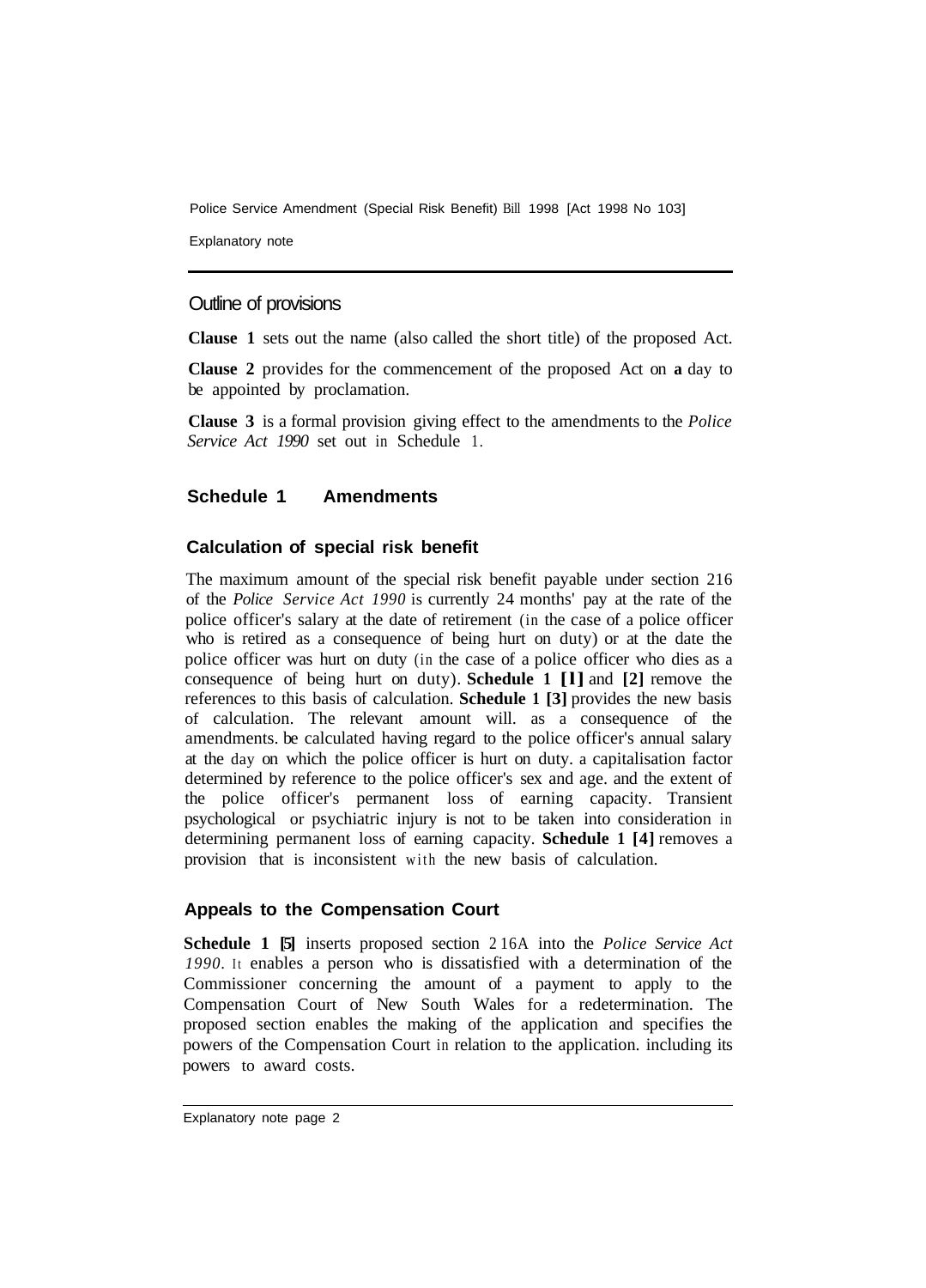## Outline of provisions

**Clause 1** sets out the name (also called the short title) of the proposed Act.

**Clause 2** provides for the commencement of the proposed Act on **a** day to be appointed by proclamation.

**Clause 3** is a formal provision giving effect to the amendments to the *Police Service Act 1990* set out in Schedule 1.

### Schedule 1 Amendments

#### Calculation of special risk benefit

The maximum amount of the special risk benefit payable under section 216 of the *Police Service Act 1990* is currently 24 months' pay at the rate of the police officer's salary at the date of retirement (in the case of a police officer who is retired as a consequence of being hurt on duty) or at the date the police officer was hurt on duty (in the case of a police officer who dies as a consequence of being hurt on duty). **Schedule 1 [1]** and **[2]** remove the references to this basis of calculation. **Schedule 1 [3]** provides the new basis of calculation. The relevant amount will. as a consequence of the amendments. be calculated having regard to the police officer's annual salary at the day on which the police officer is hurt on duty. a capitalisation factor determined by reference to the police officer's sex and age. and the extent of the police officer's permanent loss of earning capacity. Transient psychological or psychiatric injury is not to be taken into consideration in determining permanent loss of earning capacity. **Schedule 1 [4]** removes a provision that is inconsistent with the new basis of calculation.

#### Appeals to the Compensation Court

**Schedule 1 [5]** inserts proposed section 216A into the *Police Service Act 1990*. It enables a person who is dissatisfied with a determination of the Commissioner concerning the amount of a payment to apply to the Compensation Court of New South Wales for a redetermination. The proposed section enables the making of the application and specifies the powers of the Compensation Court in relation to the application. including its powers to award costs.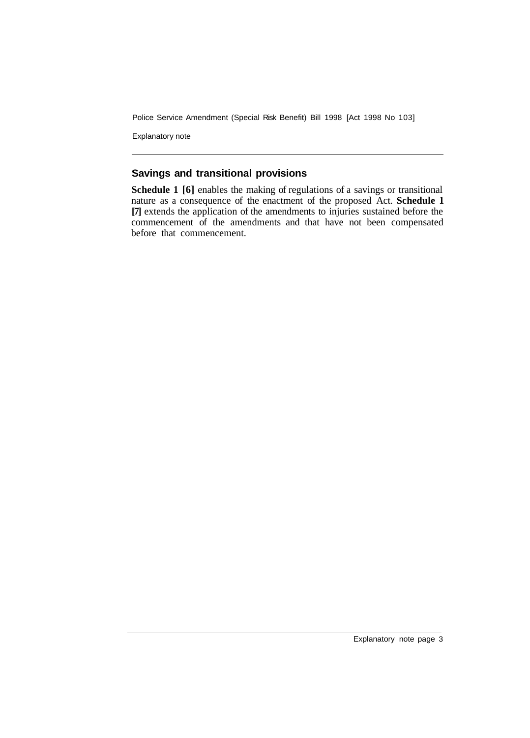## Savings and transitional provisions

**Schedule 1 [6]** enables the making of regulations of a savings or transitional nature as a consequence of the enactment of the proposed Act. **Schedule 1 [7]** extends the application of the amendments to injuries sustained before the commencement of the amendments and that have not been compensated before that commencement.